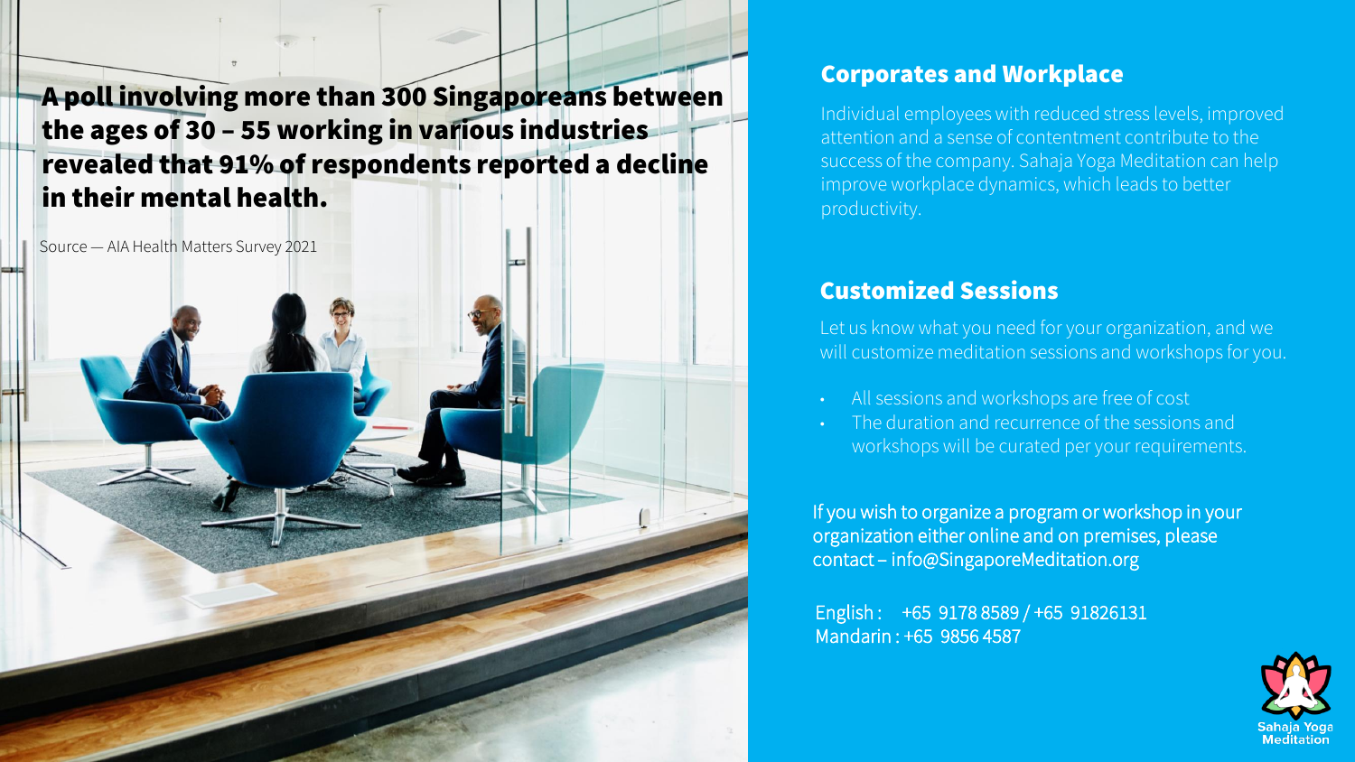**A poll involving more than 300 Singaporeans between the ages of 30 – 55 working in various industries revealed that 91% of respondents reported a decline in their mental health.**

Source — AIA Health Matters Survey 2021

## Corporates and Workplace

Individual employees with reduced stress levels, improved attention and a sense of contentment contribute to the success of the company. Sahaja Yoga Meditation can help improve workplace dynamics, which leads to better productivity.

## Customized Sessions

Let us know what you need for your organization, and we will customize meditation sessions and workshops for you.

- All sessions and workshops are free of cost
- The duration and recurrence of the sessions and workshops will be curated per your requirements.

If you wish to organize a program or workshop in your organization either online and on premises, please contact – info@SingaporeMeditation.org

English : +65 9178 8589 / +65 91826131
Mandarin : +65 9856 4587

Sahaja Yoga Meditation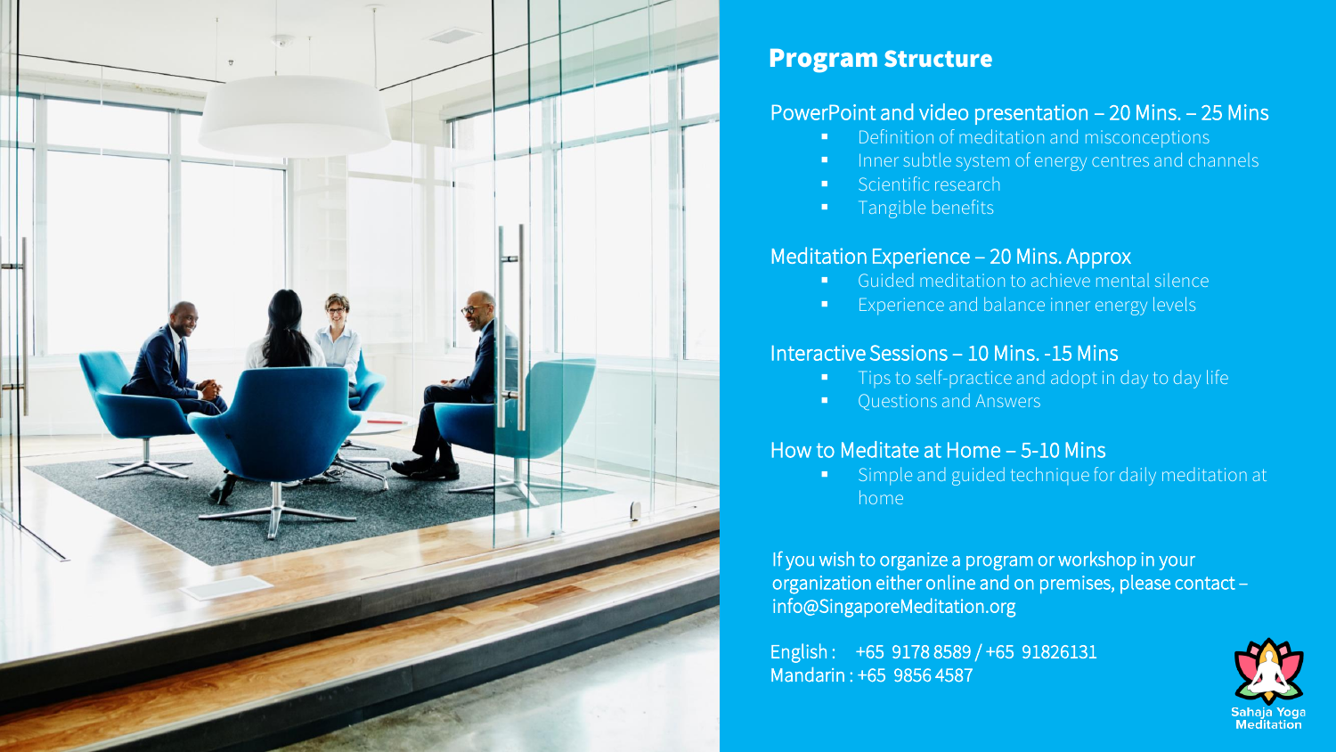## Program Structure

PowerPoint and video presentation – 20 Mins. – 25 Mins

- Definition of meditation and misconceptions
- Inner subtle system of energy centres and channels
- Scientific research
- Tangible benefits

Meditation Experience – 20 Mins. Approx

- Guided meditation to achieve mental silence
- Experience and balance inner energy levels

Interactive Sessions – 10 Mins. -15 Mins

- Tips to self-practice and adopt in day to day life
- Questions and Answers

How to Meditate at Home – 5-10 Mins

- Simple and guided technique for daily meditation at home

If you wish to organize a program or workshop in your organization either online and on premises, please contact – info@SingaporeMeditation.org

English : +65 9178 8589 / +65 91826131
Mandarin : +65 9856 4587

Sahaja Yoga Meditation